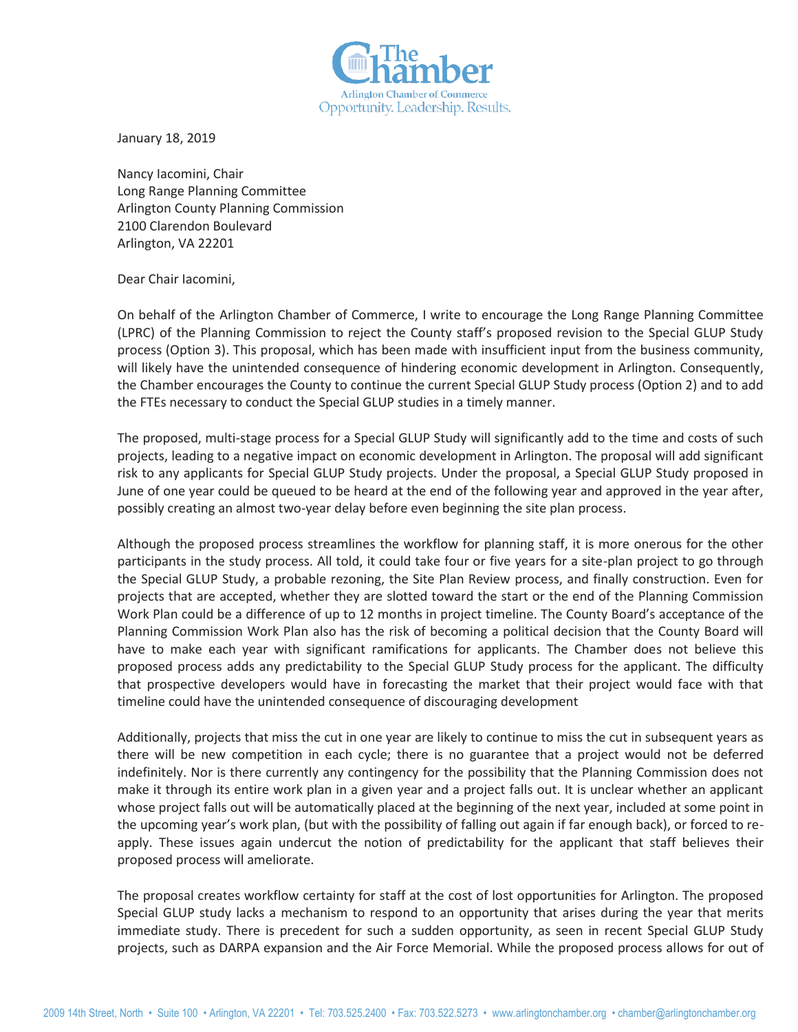January 18, 2019

Nancy Iacomini, Chair
Long Range Planning Committee
Arlington County Planning Commission
2100 Clarendon Boulevard
Arlington, VA 22201

Dear Chair Iacomini,

On behalf of the Arlington Chamber of Commerce, I write to encourage the Long Range Planning Committee (LPRC) of the Planning Commission to reject the County staff's proposed revision to the Special GLUP Study process (Option 3). This proposal, which has been made with insufficient input from the business community, will likely have the unintended consequence of hindering economic development in Arlington. Consequently, the Chamber encourages the County to continue the current Special GLUP Study process (Option 2) and to add the FTEs necessary to conduct the Special GLUP studies in a timely manner.

The proposed, multi-stage process for a Special GLUP Study will significantly add to the time and costs of such projects, leading to a negative impact on economic development in Arlington. The proposal will add significant risk to any applicants for Special GLUP Study projects. Under the proposal, a Special GLUP Study proposed in June of one year could be queued to be heard at the end of the following year and approved in the year after, possibly creating an almost two-year delay before even beginning the site plan process.

Although the proposed process streamlines the workflow for planning staff, it is more onerous for the other participants in the study process. All told, it could take four or five years for a site-plan project to go through the Special GLUP Study, a probable rezoning, the Site Plan Review process, and finally construction. Even for projects that are accepted, whether they are slotted toward the start or the end of the Planning Commission Work Plan could be a difference of up to 12 months in project timeline. The County Board's acceptance of the Planning Commission Work Plan also has the risk of becoming a political decision that the County Board will have to make each year with significant ramifications for applicants. The Chamber does not believe this proposed process adds any predictability to the Special GLUP Study process for the applicant. The difficulty that prospective developers would have in forecasting the market that their project would face with that timeline could have the unintended consequence of discouraging development

Additionally, projects that miss the cut in one year are likely to continue to miss the cut in subsequent years as there will be new competition in each cycle; there is no guarantee that a project would not be deferred indefinitely. Nor is there currently any contingency for the possibility that the Planning Commission does not make it through its entire work plan in a given year and a project falls out. It is unclear whether an applicant whose project falls out will be automatically placed at the beginning of the next year, included at some point in the upcoming year's work plan, (but with the possibility of falling out again if far enough back), or forced to re-apply. These issues again undercut the notion of predictability for the applicant that staff believes their proposed process will ameliorate.

The proposal creates workflow certainty for staff at the cost of lost opportunities for Arlington. The proposed Special GLUP study lacks a mechanism to respond to an opportunity that arises during the year that merits immediate study. There is precedent for such a sudden opportunity, as seen in recent Special GLUP Study projects, such as DARPA expansion and the Air Force Memorial. While the proposed process allows for out of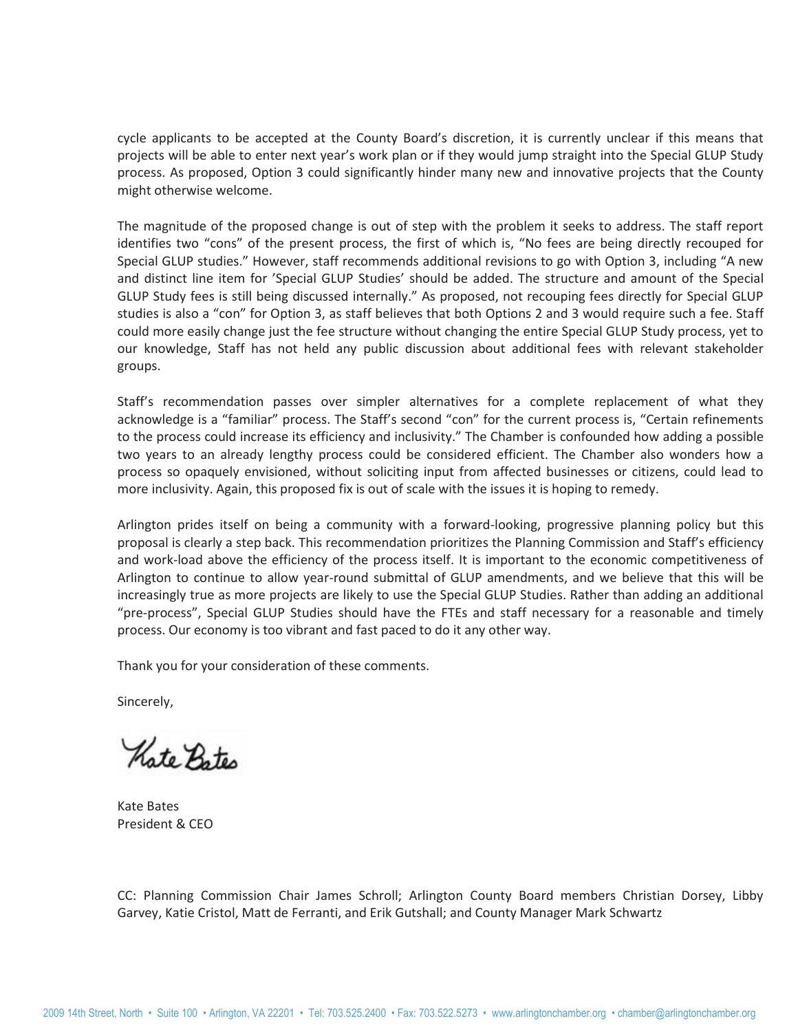cycle applicants to be accepted at the County Board's discretion, it is currently unclear if this means that projects will be able to enter next year's work plan or if they would jump straight into the Special GLUP Study process. As proposed, Option 3 could significantly hinder many new and innovative projects that the County might otherwise welcome.

The magnitude of the proposed change is out of step with the problem it seeks to address. The staff report identifies two "cons" of the present process, the first of which is, "No fees are being directly recouped for Special GLUP studies." However, staff recommends additional revisions to go with Option 3, including "A new and distinct line item for 'Special GLUP Studies' should be added. The structure and amount of the Special GLUP Study fees is still being discussed internally." As proposed, not recouping fees directly for Special GLUP studies is also a "con" for Option 3, as staff believes that both Options 2 and 3 would require such a fee. Staff could more easily change just the fee structure without changing the entire Special GLUP Study process, yet to our knowledge, Staff has not held any public discussion about additional fees with relevant stakeholder groups.

Staff's recommendation passes over simpler alternatives for a complete replacement of what they acknowledge is a "familiar" process. The Staff's second "con" for the current process is, "Certain refinements to the process could increase its efficiency and inclusivity." The Chamber is confounded how adding a possible two years to an already lengthy process could be considered efficient. The Chamber also wonders how a process so opaquely envisioned, without soliciting input from affected businesses or citizens, could lead to more inclusivity. Again, this proposed fix is out of scale with the issues it is hoping to remedy.

Arlington prides itself on being a community with a forward-looking, progressive planning policy but this proposal is clearly a step back. This recommendation prioritizes the Planning Commission and Staff's efficiency and work-load above the efficiency of the process itself. It is important to the economic competitiveness of Arlington to continue to allow year-round submittal of GLUP amendments, and we believe that this will be increasingly true as more projects are likely to use the Special GLUP Studies. Rather than adding an additional "pre-process", Special GLUP Studies should have the FTEs and staff necessary for a reasonable and timely process. Our economy is too vibrant and fast paced to do it any other way.

Thank you for your consideration of these comments.

Sincerely,

Kate Bates

Kate Bates
President & CEO

CC: Planning Commission Chair James Schroll; Arlington County Board members Christian Dorsey, Libby Garvey, Katie Cristol, Matt de Ferranti, and Erik Gutshall; and County Manager Mark Schwartz

2009 14th Street, North • Suite 100 • Arlington, VA 22201 • Tel: 703.525.2400 • Fax: 703.522.5273 • www.arlingtonchamber.org • chamber@arlingtonchamber.org